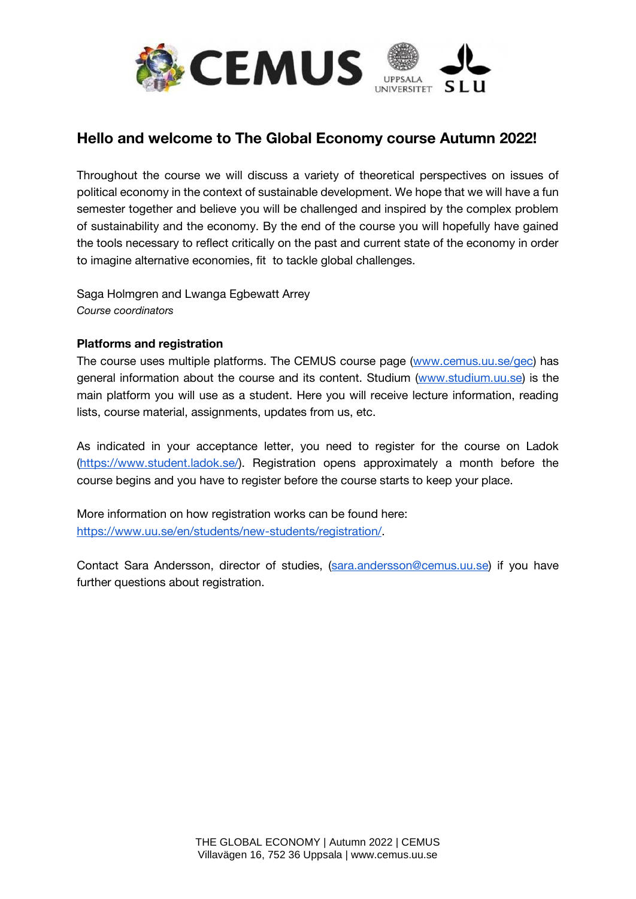# Hello and welcome to The Global Economy course Autumn 2022!

Throughout the course we will discuss a variety of theoretical perspectives on issues of political economy in the context of sustainable development. We hope that we will have a fun semester together and believe you will be challenged and inspired by the complex problem of sustainability and the economy. By the end of the course you will hopefully have gained the tools necessary to reflect critically on the past and current state of the economy in order to imagine alternative economies, fit to tackle global challenges.

Saga Holmgren and Lwanga Egbewatt Arrey
*Course coordinators*

**Platforms and registration**

The course uses multiple platforms. The CEMUS course page (www.cemus.uu.se/gec) has general information about the course and its content. Studium (www.studium.uu.se) is the main platform you will use as a student. Here you will receive lecture information, reading lists, course material, assignments, updates from us, etc.

As indicated in your acceptance letter, you need to register for the course on Ladok (https://www.student.ladok.se/). Registration opens approximately a month before the course begins and you have to register before the course starts to keep your place.

More information on how registration works can be found here: https://www.uu.se/en/students/new-students/registration/.

Contact Sara Andersson, director of studies, (sara.andersson@cemus.uu.se) if you have further questions about registration.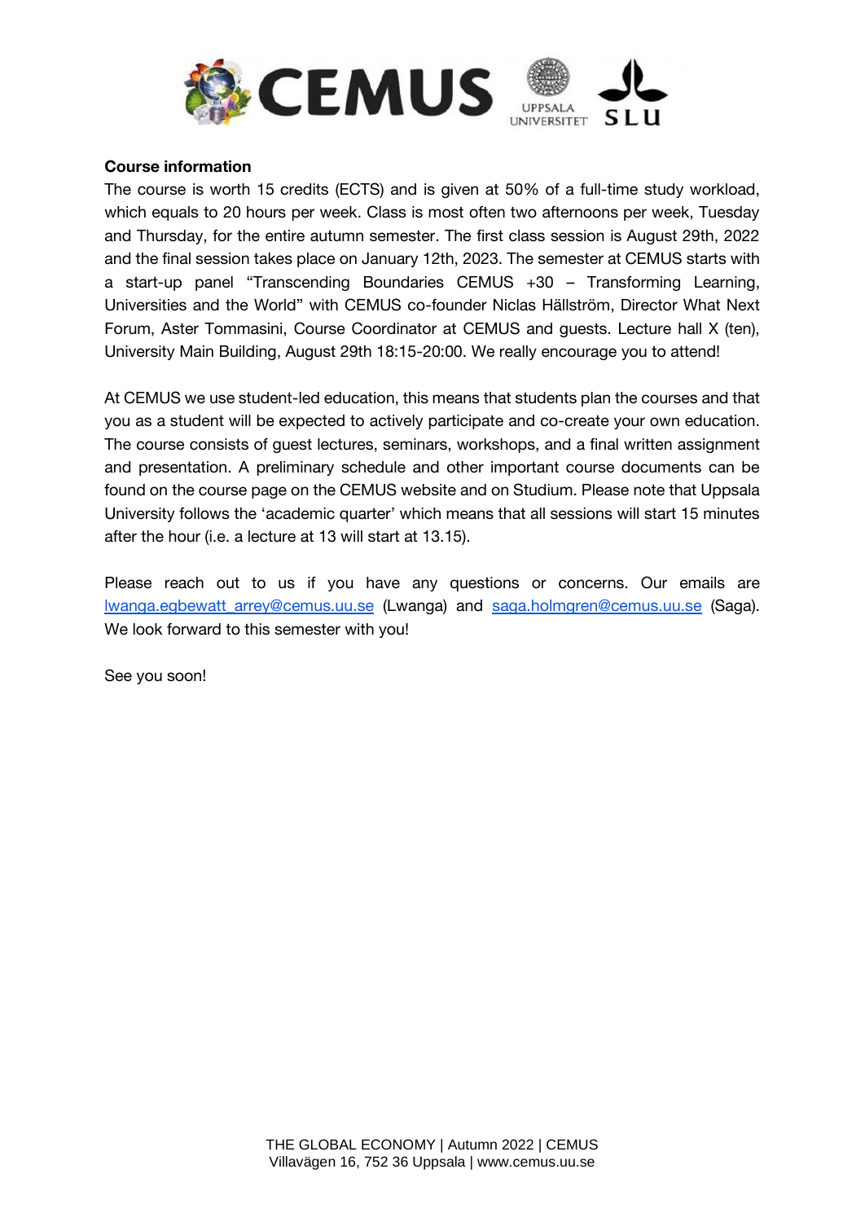**Course information**

The course is worth 15 credits (ECTS) and is given at 50% of a full-time study workload, which equals to 20 hours per week. Class is most often two afternoons per week, Tuesday and Thursday, for the entire autumn semester. The first class session is August 29th, 2022 and the final session takes place on January 12th, 2023. The semester at CEMUS starts with a start-up panel "Transcending Boundaries CEMUS +30 – Transforming Learning, Universities and the World" with CEMUS co-founder Niclas Hällström, Director What Next Forum, Aster Tommasini, Course Coordinator at CEMUS and guests. Lecture hall X (ten), University Main Building, August 29th 18:15-20:00. We really encourage you to attend!

At CEMUS we use student-led education, this means that students plan the courses and that you as a student will be expected to actively participate and co-create your own education. The course consists of guest lectures, seminars, workshops, and a final written assignment and presentation. A preliminary schedule and other important course documents can be found on the course page on the CEMUS website and on Studium. Please note that Uppsala University follows the 'academic quarter' which means that all sessions will start 15 minutes after the hour (i.e. a lecture at 13 will start at 13.15).

Please reach out to us if you have any questions or concerns. Our emails are lwanga.egbewatt_arrey@cemus.uu.se (Lwanga) and saga.holmgren@cemus.uu.se (Saga). We look forward to this semester with you!

See you soon!